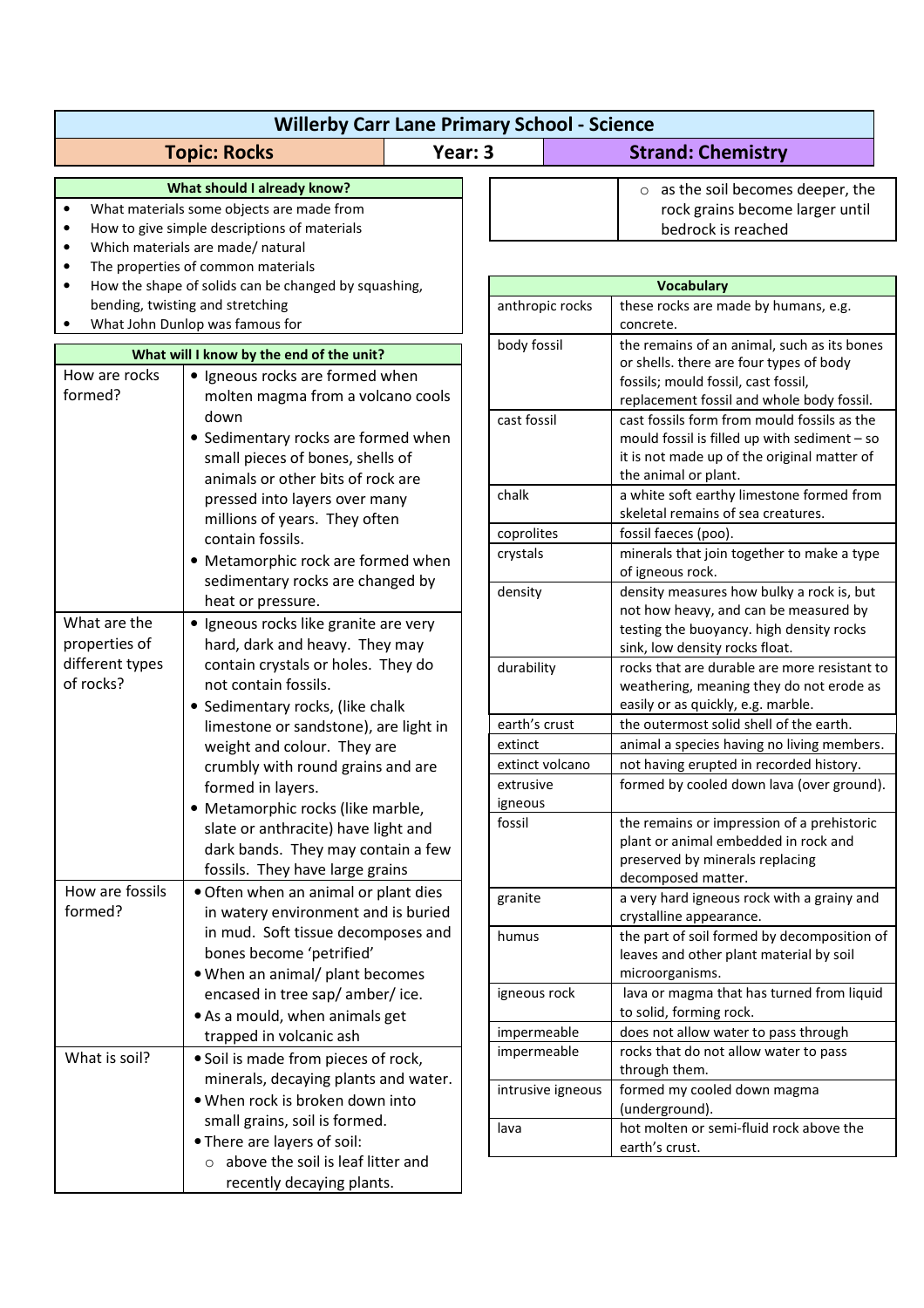# Willerby Carr Lane Primary School - Science

| Topic: Rocks | Year: 3 | Strand: Chemistry |
|---|---|---|

## What should I already know?

- What materials some objects are made from
- How to give simple descriptions of materials
- Which materials are made/ natural
- The properties of common materials
- How the shape of solids can be changed by squashing, bending, twisting and stretching
- What John Dunlop was famous for

## What will I know by the end of the unit?

| | |
|---|---|
| How are rocks formed? | • Igneous rocks are formed when molten magma from a volcano cools down<br>• Sedimentary rocks are formed when small pieces of bones, shells of animals or other bits of rock are pressed into layers over many millions of years. They often contain fossils.<br>• Metamorphic rock are formed when sedimentary rocks are changed by heat or pressure. |
| What are the properties of different types of rocks? | • Igneous rocks like granite are very hard, dark and heavy. They may contain crystals or holes. They do not contain fossils.<br>• Sedimentary rocks, (like chalk limestone or sandstone), are light in weight and colour. They are crumbly with round grains and are formed in layers.<br>• Metamorphic rocks (like marble, slate or anthracite) have light and dark bands. They may contain a few fossils. They have large grains |
| How are fossils formed? | • Often when an animal or plant dies in watery environment and is buried in mud. Soft tissue decomposes and bones become 'petrified'<br>• When an animal/ plant becomes encased in tree sap/ amber/ ice.<br>• As a mould, when animals get trapped in volcanic ash |
| What is soil? | • Soil is made from pieces of rock, minerals, decaying plants and water.<br>• When rock is broken down into small grains, soil is formed.<br>• There are layers of soil:<br>&nbsp;&nbsp;○ above the soil is leaf litter and recently decaying plants.<br>&nbsp;&nbsp;○ as the soil becomes deeper, the rock grains become larger until bedrock is reached |

## Vocabulary

| | |
|---|---|
| anthropic rocks | these rocks are made by humans, e.g. concrete. |
| body fossil | the remains of an animal, such as its bones or shells. there are four types of body fossils; mould fossil, cast fossil, replacement fossil and whole body fossil. |
| cast fossil | cast fossils form from mould fossils as the mould fossil is filled up with sediment – so it is not made up of the original matter of the animal or plant. |
| chalk | a white soft earthy limestone formed from skeletal remains of sea creatures. |
| coprolites | fossil faeces (poo). |
| crystals | minerals that join together to make a type of igneous rock. |
| density | density measures how bulky a rock is, but not how heavy, and can be measured by testing the buoyancy. high density rocks sink, low density rocks float. |
| durability | rocks that are durable are more resistant to weathering, meaning they do not erode as easily or as quickly, e.g. marble. |
| earth's crust | the outermost solid shell of the earth. |
| extinct | animal a species having no living members. |
| extinct volcano | not having erupted in recorded history. |
| extrusive igneous | formed by cooled down lava (over ground). |
| fossil | the remains or impression of a prehistoric plant or animal embedded in rock and preserved by minerals replacing decomposed matter. |
| granite | a very hard igneous rock with a grainy and crystalline appearance. |
| humus | the part of soil formed by decomposition of leaves and other plant material by soil microorganisms. |
| igneous rock | lava or magma that has turned from liquid to solid, forming rock. |
| impermeable | does not allow water to pass through |
| impermeable | rocks that do not allow water to pass through them. |
| intrusive igneous | formed my cooled down magma (underground). |
| lava | hot molten or semi-fluid rock above the earth's crust. |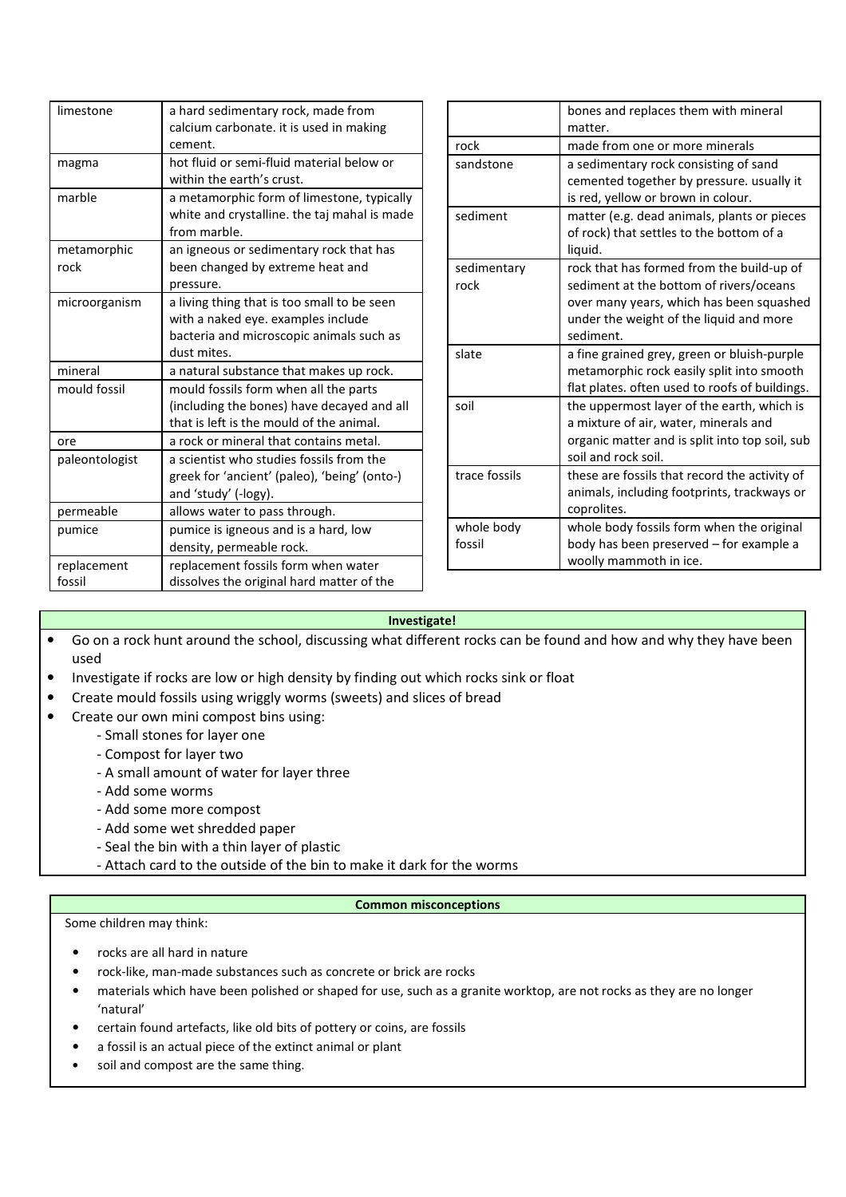| | |
|---|---|
| limestone | a hard sedimentary rock, made from calcium carbonate. it is used in making cement. |
| magma | hot fluid or semi-fluid material below or within the earth's crust. |
| marble | a metamorphic form of limestone, typically white and crystalline. the taj mahal is made from marble. |
| metamorphic rock | an igneous or sedimentary rock that has been changed by extreme heat and pressure. |
| microorganism | a living thing that is too small to be seen with a naked eye. examples include bacteria and microscopic animals such as dust mites. |
| mineral | a natural substance that makes up rock. |
| mould fossil | mould fossils form when all the parts (including the bones) have decayed and all that is left is the mould of the animal. |
| ore | a rock or mineral that contains metal. |
| paleontologist | a scientist who studies fossils from the greek for 'ancient' (paleo), 'being' (onto-) and 'study' (-logy). |
| permeable | allows water to pass through. |
| pumice | pumice is igneous and is a hard, low density, permeable rock. |
| replacement fossil | replacement fossils form when water dissolves the original hard matter of the bones and replaces them with mineral matter. |
| rock | made from one or more minerals |
| sandstone | a sedimentary rock consisting of sand cemented together by pressure. usually it is red, yellow or brown in colour. |
| sediment | matter (e.g. dead animals, plants or pieces of rock) that settles to the bottom of a liquid. |
| sedimentary rock | rock that has formed from the build-up of sediment at the bottom of rivers/oceans over many years, which has been squashed under the weight of the liquid and more sediment. |
| slate | a fine grained grey, green or bluish-purple metamorphic rock easily split into smooth flat plates. often used to roofs of buildings. |
| soil | the uppermost layer of the earth, which is a mixture of air, water, minerals and organic matter and is split into top soil, sub soil and rock soil. |
| trace fossils | these are fossils that record the activity of animals, including footprints, trackways or coprolites. |
| whole body fossil | whole body fossils form when the original body has been preserved – for example a woolly mammoth in ice. |

**Investigate!**

- Go on a rock hunt around the school, discussing what different rocks can be found and how and why they have been used
- Investigate if rocks are low or high density by finding out which rocks sink or float
- Create mould fossils using wriggly worms (sweets) and slices of bread
- Create our own mini compost bins using:
  - Small stones for layer one
  - Compost for layer two
  - A small amount of water for layer three
  - Add some worms
  - Add some more compost
  - Add some wet shredded paper
  - Seal the bin with a thin layer of plastic
  - Attach card to the outside of the bin to make it dark for the worms

**Common misconceptions**

Some children may think:

- rocks are all hard in nature
- rock-like, man-made substances such as concrete or brick are rocks
- materials which have been polished or shaped for use, such as a granite worktop, are not rocks as they are no longer 'natural'
- certain found artefacts, like old bits of pottery or coins, are fossils
- a fossil is an actual piece of the extinct animal or plant
- soil and compost are the same thing.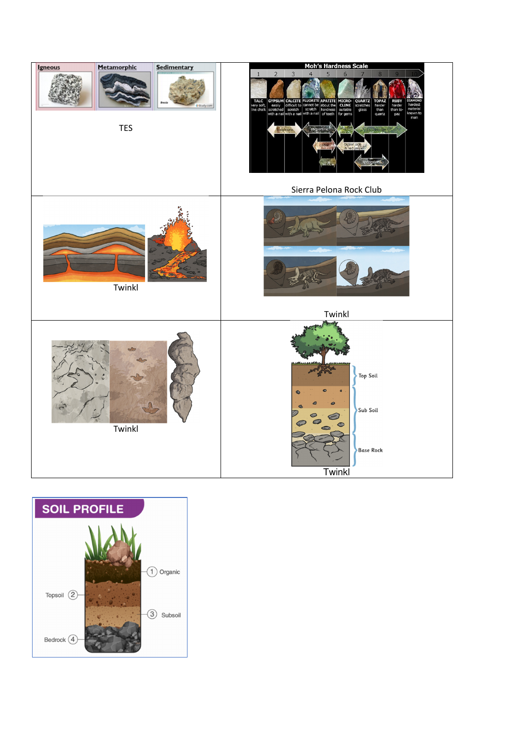| | |
|---|---|
| TES | Sierra Pelona Rock Club |
| Twinkl | Twinkl |
| Twinkl | Twinkl |